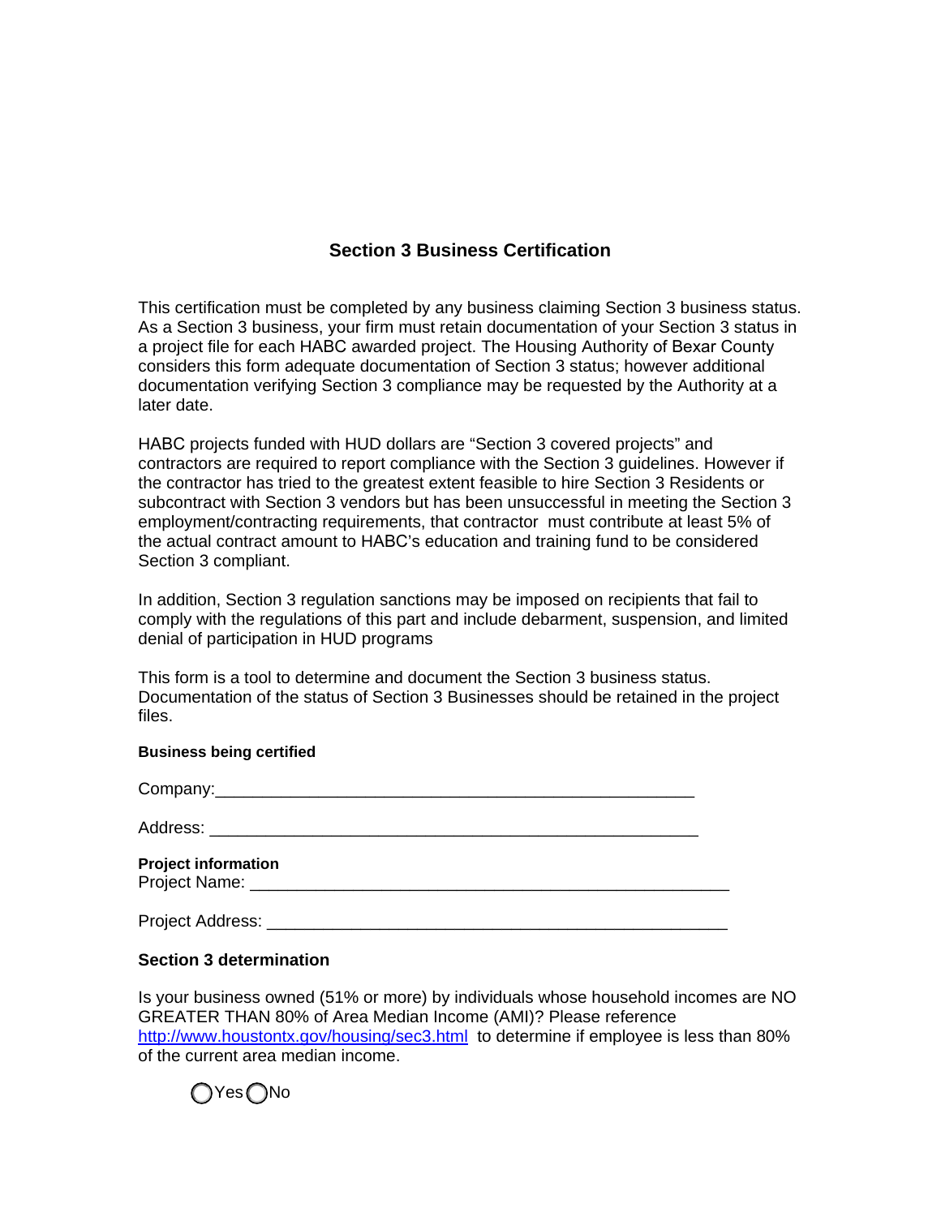## Section 3 Business Certification

This certification must be completed by any business claiming Section 3 business status. As a Section 3 business, your firm must retain documentation of your Section 3 status in a project file for each HABC awarded project. The Housing Authority of Bexar County considers this form adequate documentation of Section 3 status; however additional documentation verifying Section 3 compliance may be requested by the Authority at a later date.

HABC projects funded with HUD dollars are “Section 3 covered projects” and contractors are required to report compliance with the Section 3 guidelines. However if the contractor has tried to the greatest extent feasible to hire Section 3 Residents or subcontract with Section 3 vendors but has been unsuccessful in meeting the Section 3 employment/contracting requirements, that contractor must contribute at least 5% of the actual contract amount to HABC’s education and training fund to be considered Section 3 compliant.

In addition, Section 3 regulation sanctions may be imposed on recipients that fail to comply with the regulations of this part and include debarment, suspension, and limited denial of participation in HUD programs

This form is a tool to determine and document the Section 3 business status. Documentation of the status of Section 3 Businesses should be retained in the project files.

**Business being certified**

Company:_____________________________________________________

Address: ______________________________________________________

**Project information**

Project Name: ______________________________________________________

Project Address: ___________________________________________________

### Section 3 determination

Is your business owned (51% or more) by individuals whose household incomes are NO GREATER THAN 80% of Area Median Income (AMI)? Please reference http://www.houstontx.gov/housing/sec3.html to determine if employee is less than 80% of the current area median income.

◯ Yes ◯ No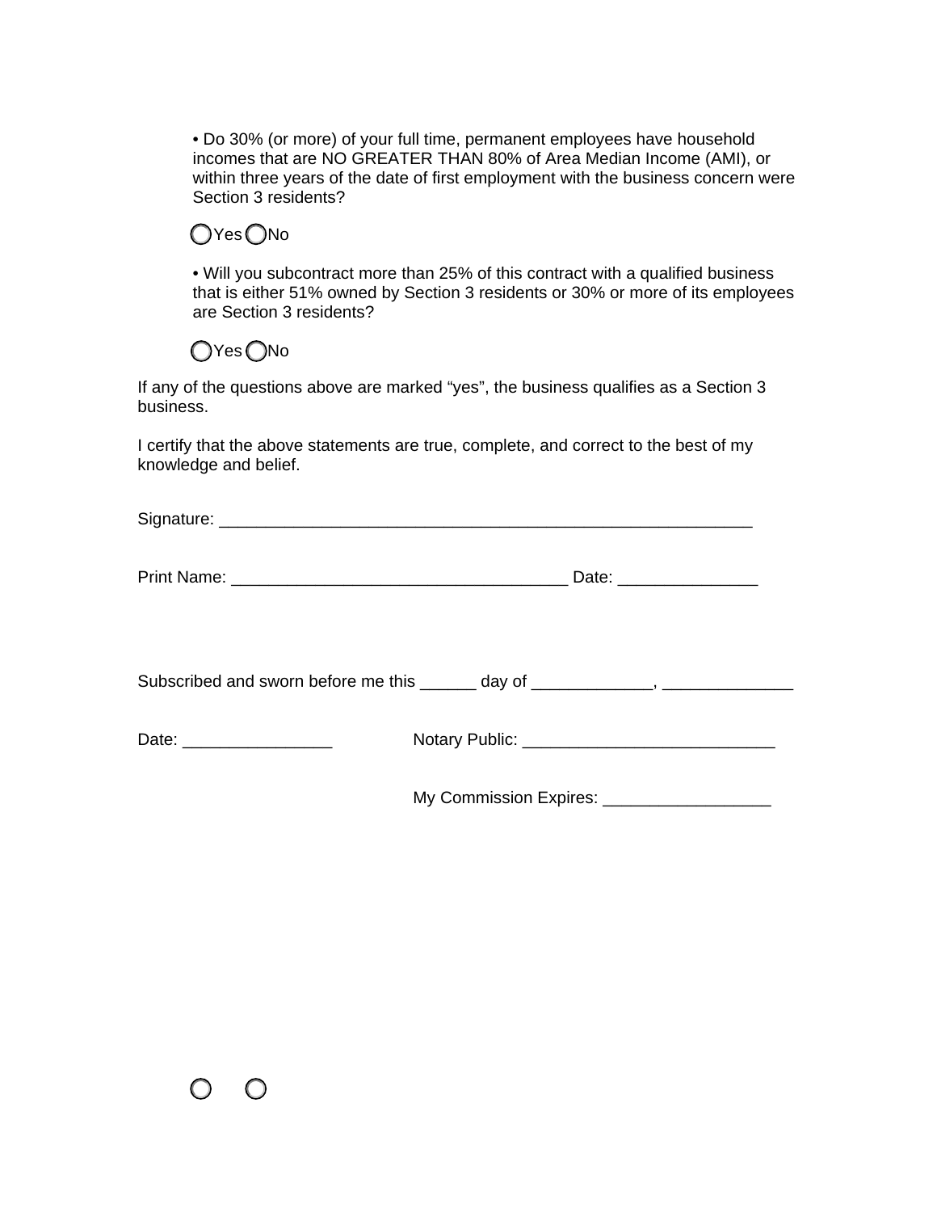- Do 30% (or more) of your full time, permanent employees have household incomes that are NO GREATER THAN 80% of Area Median Income (AMI), or within three years of the date of first employment with the business concern were Section 3 residents?

  ◯Yes ◯No

- Will you subcontract more than 25% of this contract with a qualified business that is either 51% owned by Section 3 residents or 30% or more of its employees are Section 3 residents?

  ◯Yes ◯No

If any of the questions above are marked "yes", the business qualifies as a Section 3 business.

I certify that the above statements are true, complete, and correct to the best of my knowledge and belief.

Signature: ___________________________________________________________

Print Name: ____________________________________ Date: _______________

Subscribed and sworn before me this ______ day of _____________, ______________

Date: ________________ Notary Public: ___________________________

My Commission Expires: __________________

◯ ◯